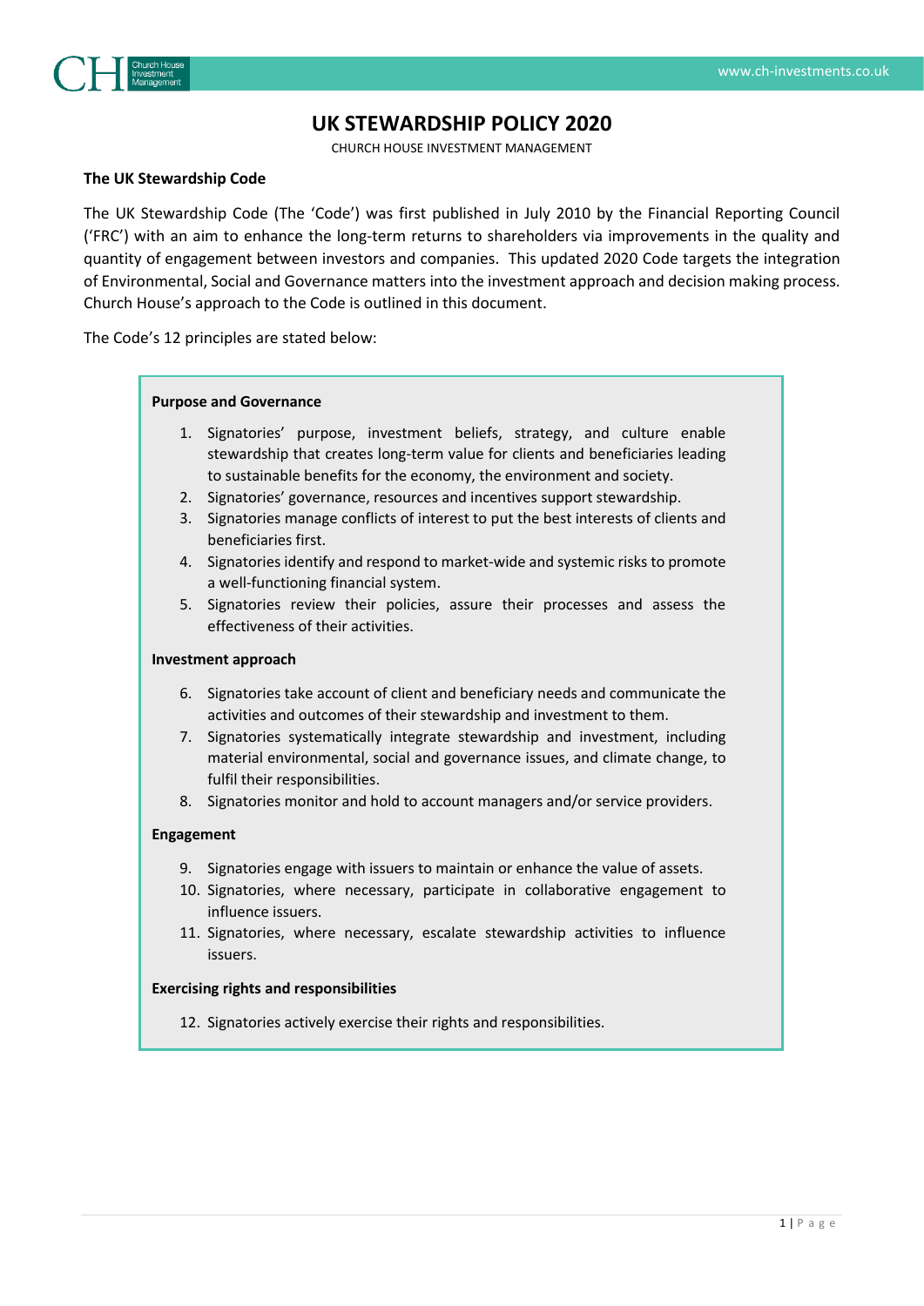# UK STEWARDSHIP POLICY 2020

CHURCH HOUSE INVESTMENT MANAGEMENT

**The UK Stewardship Code**

The UK Stewardship Code (The 'Code') was first published in July 2010 by the Financial Reporting Council ('FRC') with an aim to enhance the long-term returns to shareholders via improvements in the quality and quantity of engagement between investors and companies. This updated 2020 Code targets the integration of Environmental, Social and Governance matters into the investment approach and decision making process. Church House's approach to the Code is outlined in this document.

The Code's 12 principles are stated below:

**Purpose and Governance**

1. Signatories' purpose, investment beliefs, strategy, and culture enable stewardship that creates long-term value for clients and beneficiaries leading to sustainable benefits for the economy, the environment and society.
2. Signatories' governance, resources and incentives support stewardship.
3. Signatories manage conflicts of interest to put the best interests of clients and beneficiaries first.
4. Signatories identify and respond to market-wide and systemic risks to promote a well-functioning financial system.
5. Signatories review their policies, assure their processes and assess the effectiveness of their activities.

**Investment approach**

6. Signatories take account of client and beneficiary needs and communicate the activities and outcomes of their stewardship and investment to them.
7. Signatories systematically integrate stewardship and investment, including material environmental, social and governance issues, and climate change, to fulfil their responsibilities.
8. Signatories monitor and hold to account managers and/or service providers.

**Engagement**

9. Signatories engage with issuers to maintain or enhance the value of assets.
10. Signatories, where necessary, participate in collaborative engagement to influence issuers.
11. Signatories, where necessary, escalate stewardship activities to influence issuers.

**Exercising rights and responsibilities**

12. Signatories actively exercise their rights and responsibilities.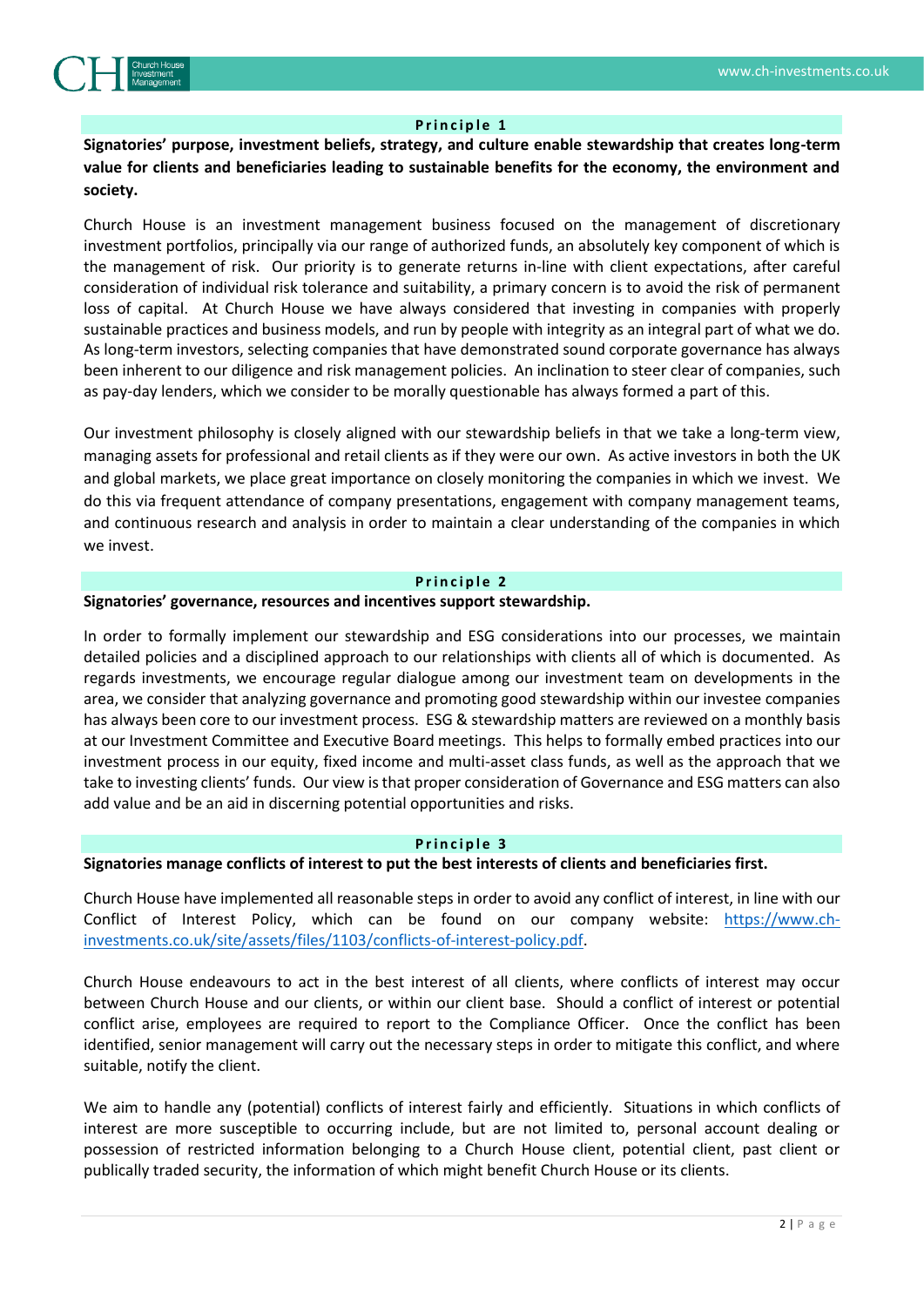## Principle 1

**Signatories' purpose, investment beliefs, strategy, and culture enable stewardship that creates long-term value for clients and beneficiaries leading to sustainable benefits for the economy, the environment and society.**

Church House is an investment management business focused on the management of discretionary investment portfolios, principally via our range of authorized funds, an absolutely key component of which is the management of risk. Our priority is to generate returns in-line with client expectations, after careful consideration of individual risk tolerance and suitability, a primary concern is to avoid the risk of permanent loss of capital. At Church House we have always considered that investing in companies with properly sustainable practices and business models, and run by people with integrity as an integral part of what we do. As long-term investors, selecting companies that have demonstrated sound corporate governance has always been inherent to our diligence and risk management policies. An inclination to steer clear of companies, such as pay-day lenders, which we consider to be morally questionable has always formed a part of this.

Our investment philosophy is closely aligned with our stewardship beliefs in that we take a long-term view, managing assets for professional and retail clients as if they were our own. As active investors in both the UK and global markets, we place great importance on closely monitoring the companies in which we invest. We do this via frequent attendance of company presentations, engagement with company management teams, and continuous research and analysis in order to maintain a clear understanding of the companies in which we invest.

## Principle 2

**Signatories' governance, resources and incentives support stewardship.**

In order to formally implement our stewardship and ESG considerations into our processes, we maintain detailed policies and a disciplined approach to our relationships with clients all of which is documented. As regards investments, we encourage regular dialogue among our investment team on developments in the area, we consider that analyzing governance and promoting good stewardship within our investee companies has always been core to our investment process. ESG & stewardship matters are reviewed on a monthly basis at our Investment Committee and Executive Board meetings. This helps to formally embed practices into our investment process in our equity, fixed income and multi-asset class funds, as well as the approach that we take to investing clients' funds. Our view is that proper consideration of Governance and ESG matters can also add value and be an aid in discerning potential opportunities and risks.

## Principle 3

**Signatories manage conflicts of interest to put the best interests of clients and beneficiaries first.**

Church House have implemented all reasonable steps in order to avoid any conflict of interest, in line with our Conflict of Interest Policy, which can be found on our company website: [https://www.ch-investments.co.uk/site/assets/files/1103/conflicts-of-interest-policy.pdf](https://www.ch-investments.co.uk/site/assets/files/1103/conflicts-of-interest-policy.pdf).

Church House endeavours to act in the best interest of all clients, where conflicts of interest may occur between Church House and our clients, or within our client base. Should a conflict of interest or potential conflict arise, employees are required to report to the Compliance Officer. Once the conflict has been identified, senior management will carry out the necessary steps in order to mitigate this conflict, and where suitable, notify the client.

We aim to handle any (potential) conflicts of interest fairly and efficiently. Situations in which conflicts of interest are more susceptible to occurring include, but are not limited to, personal account dealing or possession of restricted information belonging to a Church House client, potential client, past client or publically traded security, the information of which might benefit Church House or its clients.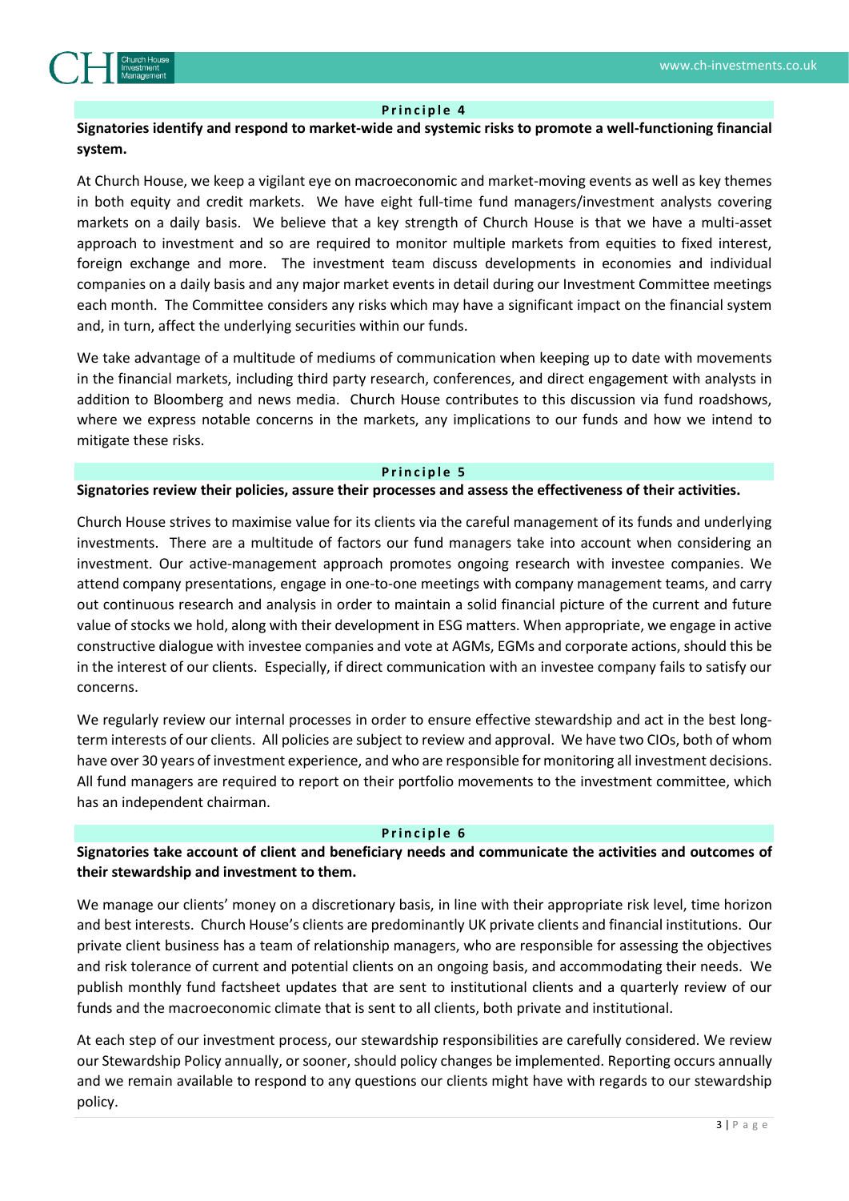## Principle 4

**Signatories identify and respond to market-wide and systemic risks to promote a well-functioning financial system.**

At Church House, we keep a vigilant eye on macroeconomic and market-moving events as well as key themes in both equity and credit markets. We have eight full-time fund managers/investment analysts covering markets on a daily basis. We believe that a key strength of Church House is that we have a multi-asset approach to investment and so are required to monitor multiple markets from equities to fixed interest, foreign exchange and more. The investment team discuss developments in economies and individual companies on a daily basis and any major market events in detail during our Investment Committee meetings each month. The Committee considers any risks which may have a significant impact on the financial system and, in turn, affect the underlying securities within our funds.

We take advantage of a multitude of mediums of communication when keeping up to date with movements in the financial markets, including third party research, conferences, and direct engagement with analysts in addition to Bloomberg and news media. Church House contributes to this discussion via fund roadshows, where we express notable concerns in the markets, any implications to our funds and how we intend to mitigate these risks.

## Principle 5

**Signatories review their policies, assure their processes and assess the effectiveness of their activities.**

Church House strives to maximise value for its clients via the careful management of its funds and underlying investments. There are a multitude of factors our fund managers take into account when considering an investment. Our active-management approach promotes ongoing research with investee companies. We attend company presentations, engage in one-to-one meetings with company management teams, and carry out continuous research and analysis in order to maintain a solid financial picture of the current and future value of stocks we hold, along with their development in ESG matters. When appropriate, we engage in active constructive dialogue with investee companies and vote at AGMs, EGMs and corporate actions, should this be in the interest of our clients. Especially, if direct communication with an investee company fails to satisfy our concerns.

We regularly review our internal processes in order to ensure effective stewardship and act in the best long-term interests of our clients. All policies are subject to review and approval. We have two CIOs, both of whom have over 30 years of investment experience, and who are responsible for monitoring all investment decisions. All fund managers are required to report on their portfolio movements to the investment committee, which has an independent chairman.

## Principle 6

**Signatories take account of client and beneficiary needs and communicate the activities and outcomes of their stewardship and investment to them.**

We manage our clients' money on a discretionary basis, in line with their appropriate risk level, time horizon and best interests. Church House's clients are predominantly UK private clients and financial institutions. Our private client business has a team of relationship managers, who are responsible for assessing the objectives and risk tolerance of current and potential clients on an ongoing basis, and accommodating their needs. We publish monthly fund factsheet updates that are sent to institutional clients and a quarterly review of our funds and the macroeconomic climate that is sent to all clients, both private and institutional.

At each step of our investment process, our stewardship responsibilities are carefully considered. We review our Stewardship Policy annually, or sooner, should policy changes be implemented. Reporting occurs annually and we remain available to respond to any questions our clients might have with regards to our stewardship policy.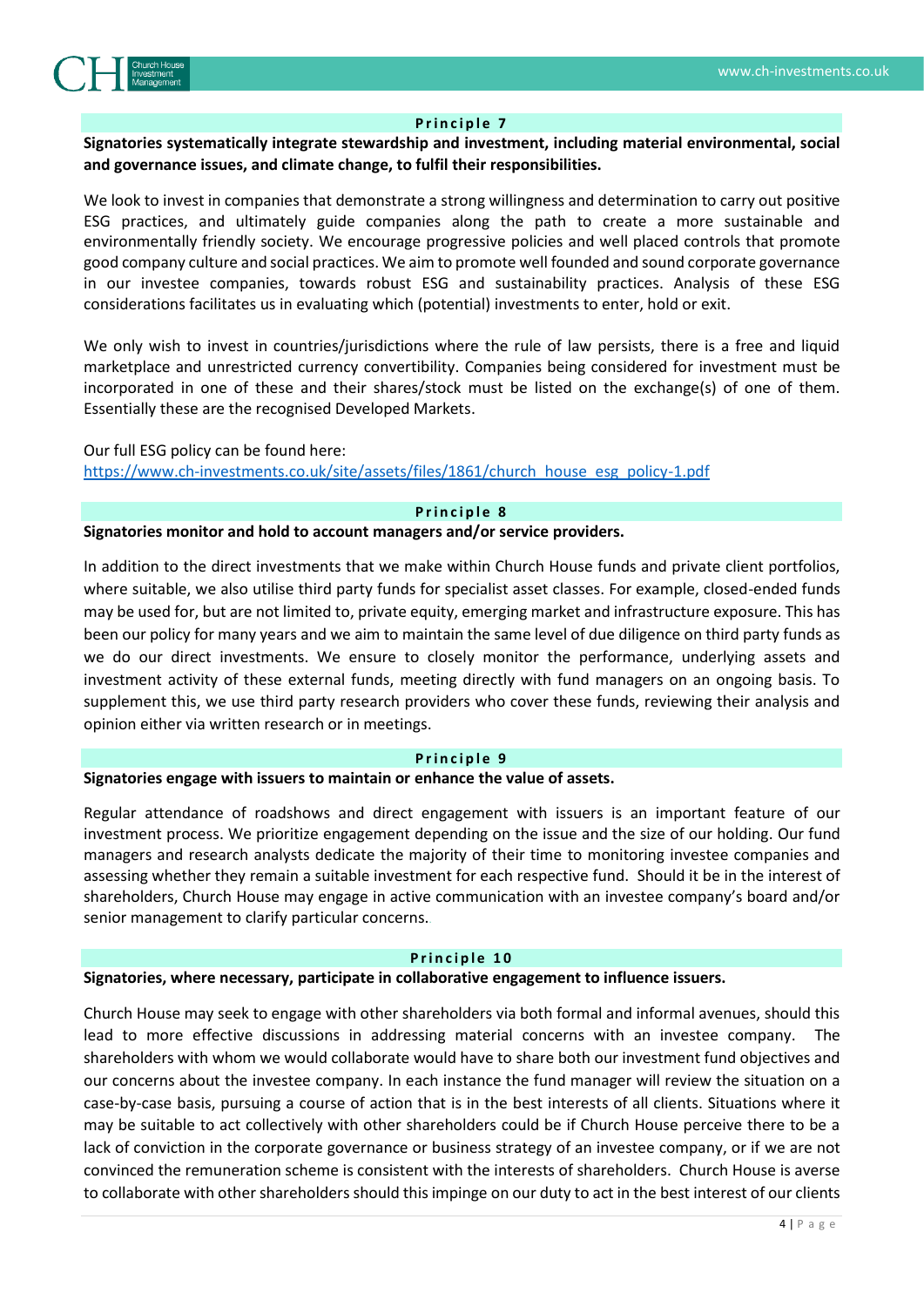## Principle 7

**Signatories systematically integrate stewardship and investment, including material environmental, social and governance issues, and climate change, to fulfil their responsibilities.**

We look to invest in companies that demonstrate a strong willingness and determination to carry out positive ESG practices, and ultimately guide companies along the path to create a more sustainable and environmentally friendly society. We encourage progressive policies and well placed controls that promote good company culture and social practices. We aim to promote well founded and sound corporate governance in our investee companies, towards robust ESG and sustainability practices. Analysis of these ESG considerations facilitates us in evaluating which (potential) investments to enter, hold or exit.

We only wish to invest in countries/jurisdictions where the rule of law persists, there is a free and liquid marketplace and unrestricted currency convertibility. Companies being considered for investment must be incorporated in one of these and their shares/stock must be listed on the exchange(s) of one of them. Essentially these are the recognised Developed Markets.

Our full ESG policy can be found here:
https://www.ch-investments.co.uk/site/assets/files/1861/church_house_esg_policy-1.pdf

## Principle 8

**Signatories monitor and hold to account managers and/or service providers.**

In addition to the direct investments that we make within Church House funds and private client portfolios, where suitable, we also utilise third party funds for specialist asset classes. For example, closed-ended funds may be used for, but are not limited to, private equity, emerging market and infrastructure exposure. This has been our policy for many years and we aim to maintain the same level of due diligence on third party funds as we do our direct investments. We ensure to closely monitor the performance, underlying assets and investment activity of these external funds, meeting directly with fund managers on an ongoing basis. To supplement this, we use third party research providers who cover these funds, reviewing their analysis and opinion either via written research or in meetings.

## Principle 9

**Signatories engage with issuers to maintain or enhance the value of assets.**

Regular attendance of roadshows and direct engagement with issuers is an important feature of our investment process. We prioritize engagement depending on the issue and the size of our holding. Our fund managers and research analysts dedicate the majority of their time to monitoring investee companies and assessing whether they remain a suitable investment for each respective fund. Should it be in the interest of shareholders, Church House may engage in active communication with an investee company's board and/or senior management to clarify particular concerns.

## Principle 10

**Signatories, where necessary, participate in collaborative engagement to influence issuers.**

Church House may seek to engage with other shareholders via both formal and informal avenues, should this lead to more effective discussions in addressing material concerns with an investee company. The shareholders with whom we would collaborate would have to share both our investment fund objectives and our concerns about the investee company. In each instance the fund manager will review the situation on a case-by-case basis, pursuing a course of action that is in the best interests of all clients. Situations where it may be suitable to act collectively with other shareholders could be if Church House perceive there to be a lack of conviction in the corporate governance or business strategy of an investee company, or if we are not convinced the remuneration scheme is consistent with the interests of shareholders. Church House is averse to collaborate with other shareholders should this impinge on our duty to act in the best interest of our clients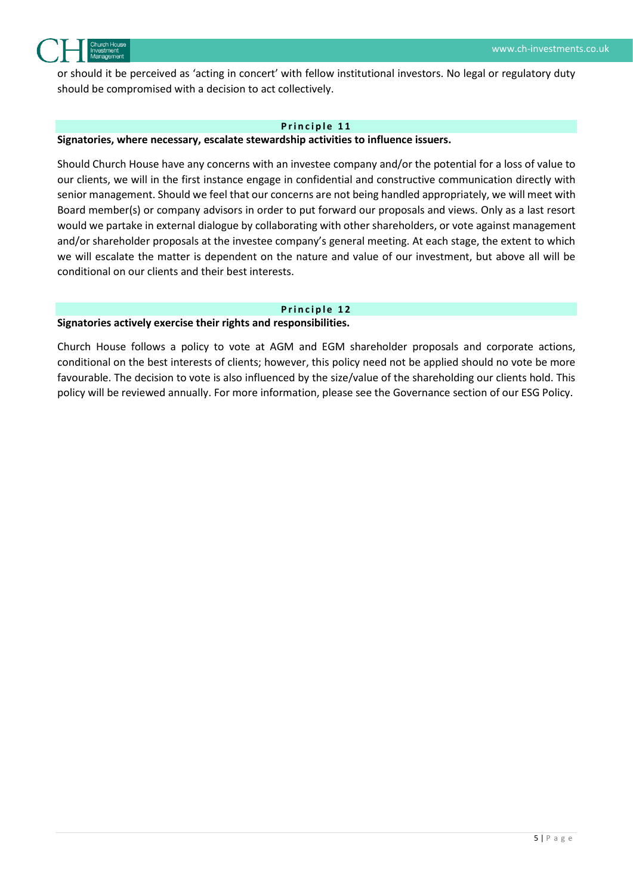or should it be perceived as 'acting in concert' with fellow institutional investors. No legal or regulatory duty should be compromised with a decision to act collectively.

## Principle 11

**Signatories, where necessary, escalate stewardship activities to influence issuers.**

Should Church House have any concerns with an investee company and/or the potential for a loss of value to our clients, we will in the first instance engage in confidential and constructive communication directly with senior management. Should we feel that our concerns are not being handled appropriately, we will meet with Board member(s) or company advisors in order to put forward our proposals and views. Only as a last resort would we partake in external dialogue by collaborating with other shareholders, or vote against management and/or shareholder proposals at the investee company's general meeting. At each stage, the extent to which we will escalate the matter is dependent on the nature and value of our investment, but above all will be conditional on our clients and their best interests.

## Principle 12

**Signatories actively exercise their rights and responsibilities.**

Church House follows a policy to vote at AGM and EGM shareholder proposals and corporate actions, conditional on the best interests of clients; however, this policy need not be applied should no vote be more favourable. The decision to vote is also influenced by the size/value of the shareholding our clients hold. This policy will be reviewed annually. For more information, please see the Governance section of our ESG Policy.